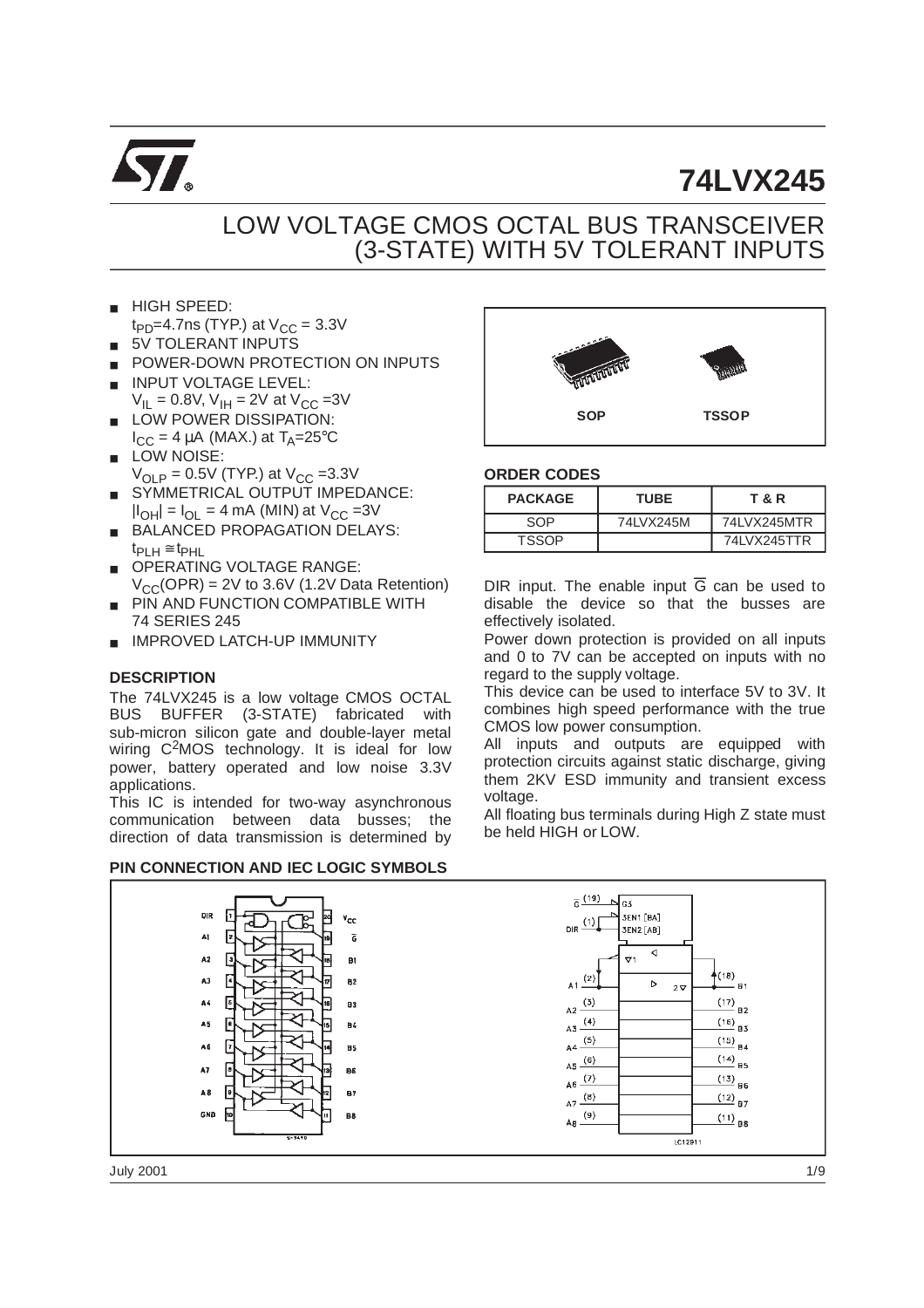# 74LVX245

## LOW VOLTAGE CMOS OCTAL BUS TRANSCEIVER (3-STATE) WITH 5V TOLERANT INPUTS

- HIGH SPEED: $t_{PD}$=4.7ns (TYP.) at $V_{CC}$ = 3.3V
- 5V TOLERANT INPUTS
- POWER-DOWN PROTECTION ON INPUTS
- INPUT VOLTAGE LEVEL: $V_{IL}$ = 0.8V, $V_{IH}$ = 2V at $V_{CC}$ =3V
- LOW POWER DISSIPATION: $I_{CC}$ = 4 µA (MAX.) at $T_A$=25°C
- LOW NOISE: $V_{OLP}$ = 0.5V (TYP.) at $V_{CC}$ =3.3V
- SYMMETRICAL OUTPUT IMPEDANCE: $|I_{OH}| = I_{OL}$ = 4 mA (MIN) at $V_{CC}$ =3V
- BALANCED PROPAGATION DELAYS: $t_{PLH} \cong t_{PHL}$
- OPERATING VOLTAGE RANGE: $V_{CC}(OPR)$ = 2V to 3.6V (1.2V Data Retention)
- PIN AND FUNCTION COMPATIBLE WITH 74 SERIES 245
- IMPROVED LATCH-UP IMMUNITY

SOP TSSOP

### ORDER CODES

| PACKAGE | TUBE | T & R |
|---|---|---|
| SOP | 74LVX245M | 74LVX245MTR |
| TSSOP | | 74LVX245TTR |

### DESCRIPTION

The 74LVX245 is a low voltage CMOS OCTAL BUS BUFFER (3-STATE) fabricated with sub-micron silicon gate and double-layer metal wiring $C^2MOS$ technology. It is ideal for low power, battery operated and low noise 3.3V applications.

This IC is intended for two-way asynchronous communication between data busses; the direction of data transmission is determined by DIR input. The enable input $\overline{G}$ can be used to disable the device so that the busses are effectively isolated.

Power down protection is provided on all inputs and 0 to 7V can be accepted on inputs with no regard to the supply voltage.

This device can be used to interface 5V to 3V. It combines high speed performance with the true CMOS low power consumption.

All inputs and outputs are equipped with protection circuits against static discharge, giving them 2KV ESD immunity and transient excess voltage.

All floating bus terminals during High Z state must be held HIGH or LOW.

### PIN CONNECTION AND IEC LOGIC SYMBOLS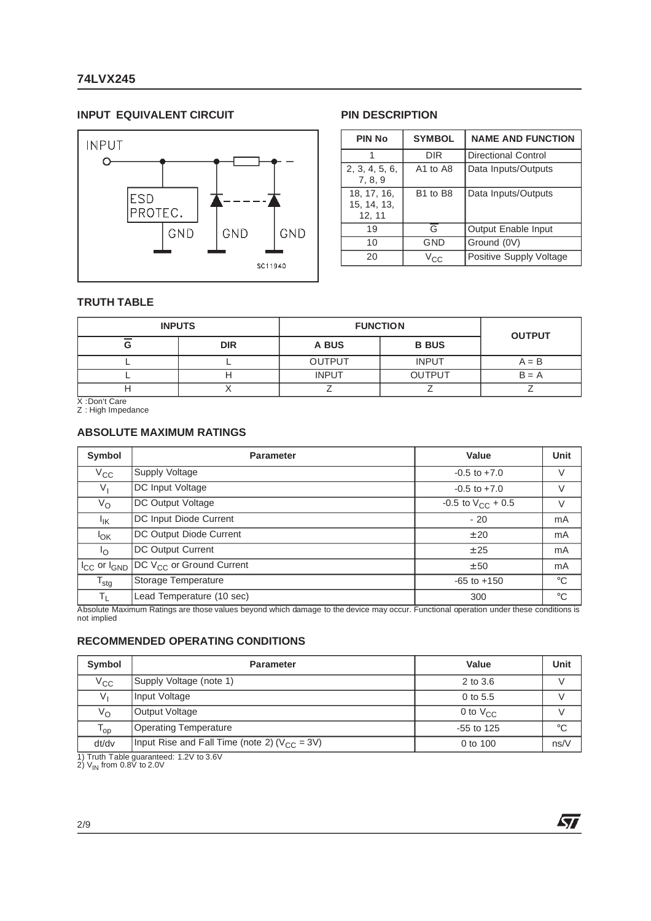## INPUT EQUIVALENT CIRCUIT

## PIN DESCRIPTION

| PIN No | SYMBOL | NAME AND FUNCTION |
|---|---|---|
| 1 | DIR | Directional Control |
| 2, 3, 4, 5, 6, 7, 8, 9 | A1 to A8 | Data Inputs/Outputs |
| 18, 17, 16, 15, 14, 13, 12, 11 | B1 to B8 | Data Inputs/Outputs |
| 19 | $\overline{G}$ | Output Enable Input |
| 10 | GND | Ground (0V) |
| 20 | $V_{CC}$ | Positive Supply Voltage |

## TRUTH TABLE

| INPUTS | | FUNCTION | | OUTPUT |
|---|---|---|---|---|
| $\overline{G}$ | DIR | A BUS | B BUS | |
| L | L | OUTPUT | INPUT | A = B |
| L | H | INPUT | OUTPUT | B = A |
| H | X | Z | Z | Z |

X :Don't Care
Z : High Impedance

## ABSOLUTE MAXIMUM RATINGS

| Symbol | Parameter | Value | Unit |
|---|---|---|---|
| $V_{CC}$ | Supply Voltage | -0.5 to +7.0 | V |
| $V_I$ | DC Input Voltage | -0.5 to +7.0 | V |
| $V_O$ | DC Output Voltage | -0.5 to $V_{CC}$ + 0.5 | V |
| $I_{IK}$ | DC Input Diode Current | - 20 | mA |
| $I_{OK}$ | DC Output Diode Current | ± 20 | mA |
| $I_O$ | DC Output Current | ± 25 | mA |
| $I_{CC}$ or $I_{GND}$ | DC $V_{CC}$ or Ground Current | ± 50 | mA |
| $T_{stg}$ | Storage Temperature | -65 to +150 | °C |
| $T_L$ | Lead Temperature (10 sec) | 300 | °C |

Absolute Maximum Ratings are those values beyond which damage to the device may occur. Functional operation under these conditions is not implied

## RECOMMENDED OPERATING CONDITIONS

| Symbol | Parameter | Value | Unit |
|---|---|---|---|
| $V_{CC}$ | Supply Voltage (note 1) | 2 to 3.6 | V |
| $V_I$ | Input Voltage | 0 to 5.5 | V |
| $V_O$ | Output Voltage | 0 to $V_{CC}$ | V |
| $T_{op}$ | Operating Temperature | -55 to 125 | °C |
| dt/dv | Input Rise and Fall Time (note 2) ($V_{CC}$ = 3V) | 0 to 100 | ns/V |

1) Truth Table guaranteed: 1.2V to 3.6V
2) $V_{IN}$ from 0.8V to 2.0V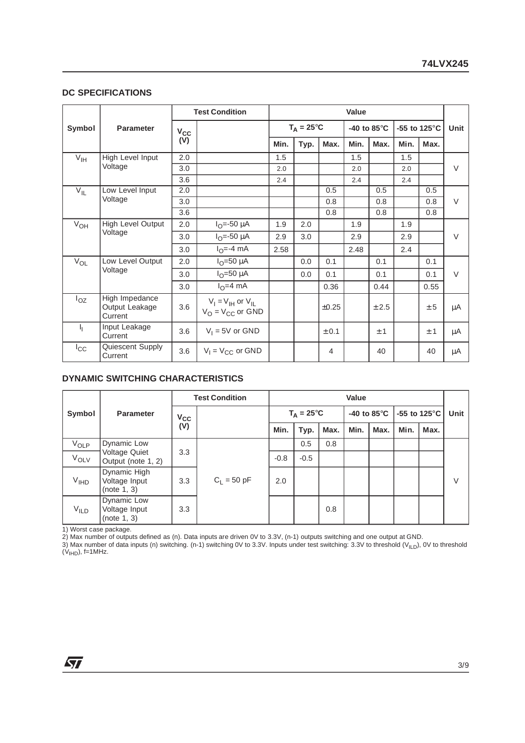## DC SPECIFICATIONS

| Symbol | Parameter | Test Condition | | Value | | | | | | | Unit |
|---|---|---|---|---|---|---|---|---|---|---|---|
| | | $V_{CC}$ (V) | | $T_A = 25°C$ | | | -40 to 85°C | | -55 to 125°C | | |
| | | | | Min. | Typ. | Max. | Min. | Max. | Min. | Max. | |
| $V_{IH}$ | High Level Input Voltage | 2.0 | | 1.5 | | | 1.5 | | 1.5 | | V |
| | | 3.0 | | 2.0 | | | 2.0 | | 2.0 | | |
| | | 3.6 | | 2.4 | | | 2.4 | | 2.4 | | |
| $V_{IL}$ | Low Level Input Voltage | 2.0 | | | | 0.5 | | 0.5 | | 0.5 | V |
| | | 3.0 | | | | 0.8 | | 0.8 | | 0.8 | |
| | | 3.6 | | | | 0.8 | | 0.8 | | 0.8 | |
| $V_{OH}$ | High Level Output Voltage | 2.0 | $I_O$=-50 µA | 1.9 | 2.0 | | 1.9 | | 1.9 | | V |
| | | 3.0 | $I_O$=-50 µA | 2.9 | 3.0 | | 2.9 | | 2.9 | | |
| | | 3.0 | $I_O$=-4 mA | 2.58 | | | 2.48 | | 2.4 | | |
| $V_{OL}$ | Low Level Output Voltage | 2.0 | $I_O$=50 µA | | 0.0 | 0.1 | | 0.1 | | 0.1 | V |
| | | 3.0 | $I_O$=50 µA | | 0.0 | 0.1 | | 0.1 | | 0.1 | |
| | | 3.0 | $I_O$=4 mA | | | 0.36 | | 0.44 | | 0.55 | |
| $I_{OZ}$ | High Impedance Output Leakage Current | 3.6 | $V_I = V_{IH}$ or $V_{IL}$ $V_O = V_{CC}$ or GND | | | ±0.25 | | ±2.5 | | ±5 | µA |
| $I_I$ | Input Leakage Current | 3.6 | $V_I$ = 5V or GND | | | ±0.1 | | ±1 | | ±1 | µA |
| $I_{CC}$ | Quiescent Supply Current | 3.6 | $V_I = V_{CC}$ or GND | | | 4 | | 40 | | 40 | µA |

## DYNAMIC SWITCHING CHARACTERISTICS

| Symbol | Parameter | Test Condition | | Value | | | | | | | Unit |
|---|---|---|---|---|---|---|---|---|---|---|---|
| | | $V_{CC}$ (V) | | $T_A = 25°C$ | | | -40 to 85°C | | -55 to 125°C | | |
| | | | | Min. | Typ. | Max. | Min. | Max. | Min. | Max. | |
| $V_{OLP}$ | Dynamic Low Voltage Quiet Output (note 1, 2) | 3.3 | $C_L$ = 50 pF | | 0.5 | 0.8 | | | | | V |
| $V_{OLV}$ | | | | -0.8 | -0.5 | | | | | | |
| $V_{IHD}$ | Dynamic High Voltage Input (note 1, 3) | 3.3 | | 2.0 | | | | | | | |
| $V_{ILD}$ | Dynamic Low Voltage Input (note 1, 3) | 3.3 | | | | 0.8 | | | | | |

1) Worst case package.
2) Max number of outputs defined as (n). Data inputs are driven 0V to 3.3V, (n-1) outputs switching and one output at GND.
3) Max number of data inputs (n) switching. (n-1) switching 0V to 3.3V. Inputs under test switching: 3.3V to threshold ($V_{ILD}$), 0V to threshold ($V_{IHD}$), f=1MHz.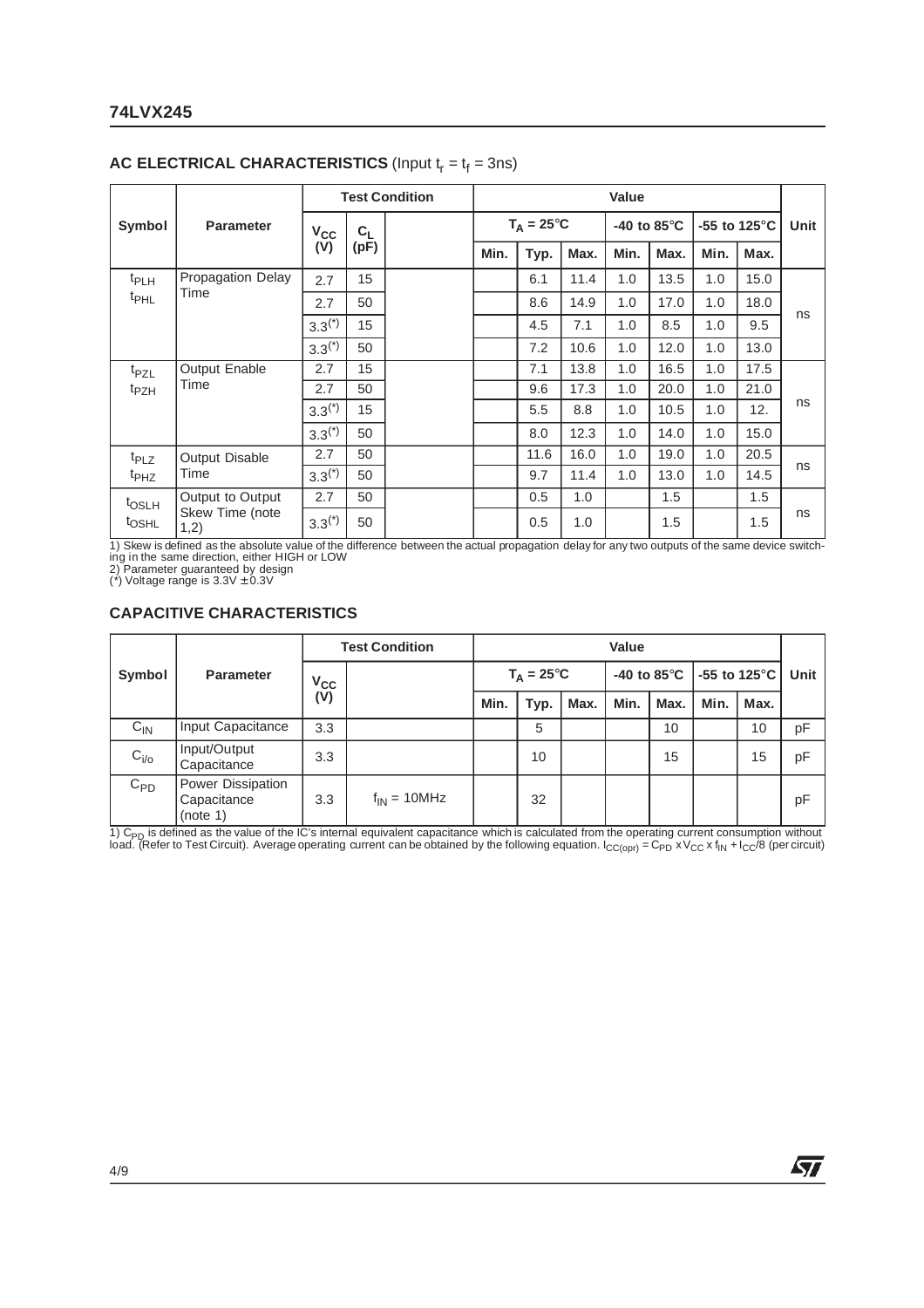## AC ELECTRICAL CHARACTERISTICS (Input $t_r = t_f = 3ns$)

| Symbol | Parameter | Test Condition | | | Value | | | | | | | Unit |
|---|---|---|---|---|---|---|---|---|---|---|---|---|
| | | $V_{CC}$ (V) | $C_L$ (pF) | | $T_A = 25°C$ | | | -40 to 85°C | | -55 to 125°C | | |
| | | | | | Min. | Typ. | Max. | Min. | Max. | Min. | Max. | |
| $t_{PLH}$ $t_{PHL}$ | Propagation Delay Time | 2.7 | 15 | | | 6.1 | 11.4 | 1.0 | 13.5 | 1.0 | 15.0 | ns |
| | | 2.7 | 50 | | | 8.6 | 14.9 | 1.0 | 17.0 | 1.0 | 18.0 | |
| | | 3.3(*) | 15 | | | 4.5 | 7.1 | 1.0 | 8.5 | 1.0 | 9.5 | |
| | | 3.3(*) | 50 | | | 7.2 | 10.6 | 1.0 | 12.0 | 1.0 | 13.0 | |
| $t_{PZL}$ $t_{PZH}$ | Output Enable Time | 2.7 | 15 | | | 7.1 | 13.8 | 1.0 | 16.5 | 1.0 | 17.5 | ns |
| | | 2.7 | 50 | | | 9.6 | 17.3 | 1.0 | 20.0 | 1.0 | 21.0 | |
| | | 3.3(*) | 15 | | | 5.5 | 8.8 | 1.0 | 10.5 | 1.0 | 12. | |
| | | 3.3(*) | 50 | | | 8.0 | 12.3 | 1.0 | 14.0 | 1.0 | 15.0 | |
| $t_{PLZ}$ $t_{PHZ}$ | Output Disable Time | 2.7 | 50 | | | 11.6 | 16.0 | 1.0 | 19.0 | 1.0 | 20.5 | ns |
| | | 3.3(*) | 50 | | | 9.7 | 11.4 | 1.0 | 13.0 | 1.0 | 14.5 | |
| $t_{OSLH}$ $t_{OSHL}$ | Output to Output Skew Time (note 1,2) | 2.7 | 50 | | | 0.5 | 1.0 | | 1.5 | | 1.5 | ns |
| | | 3.3(*) | 50 | | | 0.5 | 1.0 | | 1.5 | | 1.5 | |

1) Skew is defined as the absolute value of the difference between the actual propagation delay for any two outputs of the same device switching in the same direction, either HIGH or LOW
2) Parameter guaranteed by design
(*) Voltage range is 3.3V ± 0.3V

## CAPACITIVE CHARACTERISTICS

| Symbol | Parameter | Test Condition | | Value | | | | | | | Unit |
|---|---|---|---|---|---|---|---|---|---|---|---|
| | | $V_{CC}$ (V) | | $T_A = 25°C$ | | | -40 to 85°C | | -55 to 125°C | | |
| | | | | Min. | Typ. | Max. | Min. | Max. | Min. | Max. | |
| $C_{IN}$ | Input Capacitance | 3.3 | | | 5 | | | 10 | | 10 | pF |
| $C_{i/o}$ | Input/Output Capacitance | 3.3 | | | 10 | | | 15 | | 15 | pF |
| $C_{PD}$ | Power Dissipation Capacitance (note 1) | 3.3 | $f_{IN} = 10MHz$ | | 32 | | | | | | pF |

1) $C_{PD}$ is defined as the value of the IC's internal equivalent capacitance which is calculated from the operating current consumption without load. (Refer to Test Circuit). Average operating current can be obtained by the following equation. $I_{CC(opr)} = C_{PD} \times V_{CC} \times f_{IN} + I_{CC}/8$ (per circuit)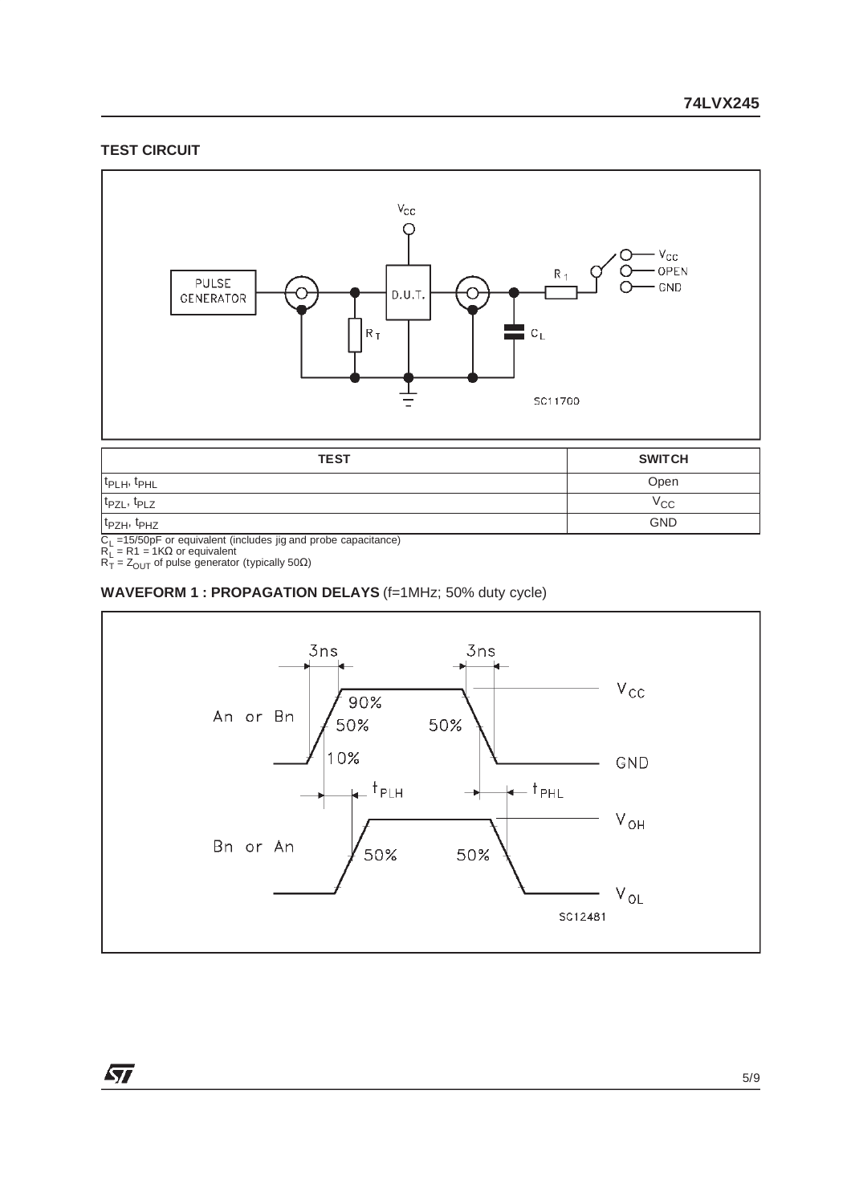## TEST CIRCUIT

| TEST | SWITCH |
|---|---|
| $t_{PLH}$, $t_{PHL}$ | Open |
| $t_{PZL}$, $t_{PLZ}$ | $V_{CC}$ |
| $t_{PZH}$, $t_{PHZ}$ | GND |

$C_L$ =15/50pF or equivalent (includes jig and probe capacitance)
$R_L$ = R1 = 1KΩ or equivalent
$R_T$ = $Z_{OUT}$ of pulse generator (typically 50Ω)

## WAVEFORM 1 : PROPAGATION DELAYS (f=1MHz; 50% duty cycle)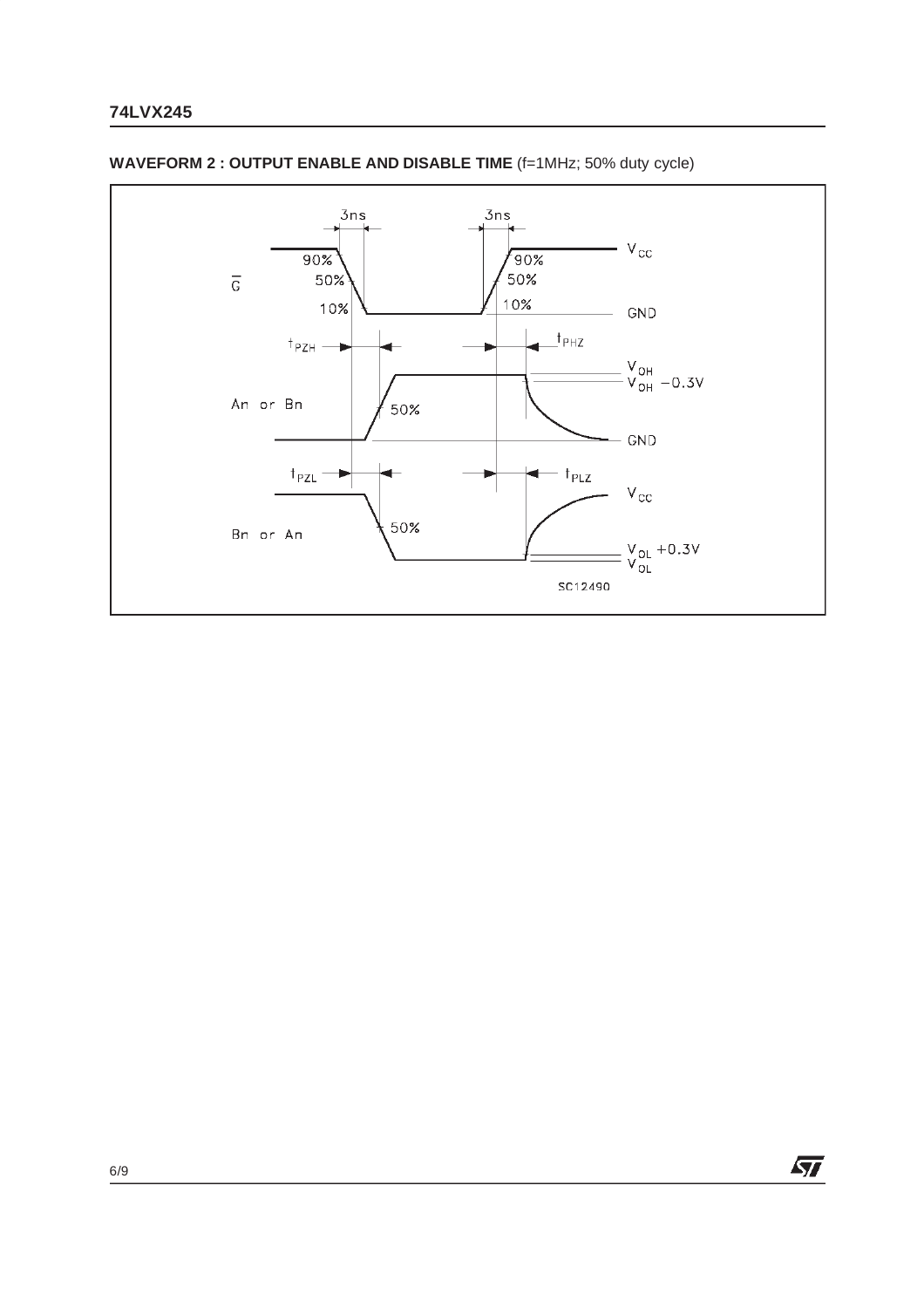**WAVEFORM 2 : OUTPUT ENABLE AND DISABLE TIME** (f=1MHz; 50% duty cycle)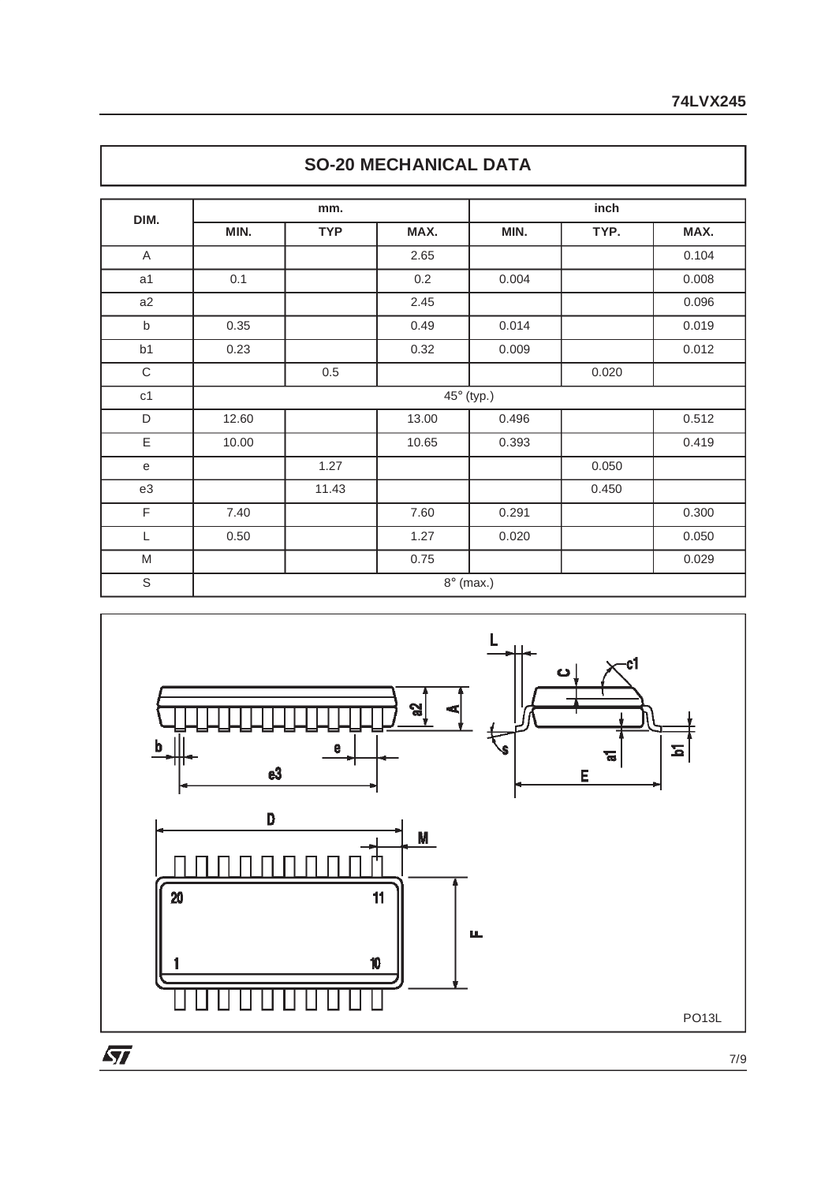## SO-20 MECHANICAL DATA

| DIM. | mm. | | | inch | | |
|---|---|---|---|---|---|---|
| | MIN. | TYP | MAX. | MIN. | TYP. | MAX. |
| A | | | 2.65 | | | 0.104 |
| a1 | 0.1 | | 0.2 | 0.004 | | 0.008 |
| a2 | | | 2.45 | | | 0.096 |
| b | 0.35 | | 0.49 | 0.014 | | 0.019 |
| b1 | 0.23 | | 0.32 | 0.009 | | 0.012 |
| C | | 0.5 | | | 0.020 | |
| c1 | 45° (typ.) | | | | | |
| D | 12.60 | | 13.00 | 0.496 | | 0.512 |
| E | 10.00 | | 10.65 | 0.393 | | 0.419 |
| e | | 1.27 | | | 0.050 | |
| e3 | | 11.43 | | | 0.450 | |
| F | 7.40 | | 7.60 | 0.291 | | 0.300 |
| L | 0.50 | | 1.27 | 0.020 | | 0.050 |
| M | | | 0.75 | | | 0.029 |
| S | 8° (max.) | | | | | |

PO13L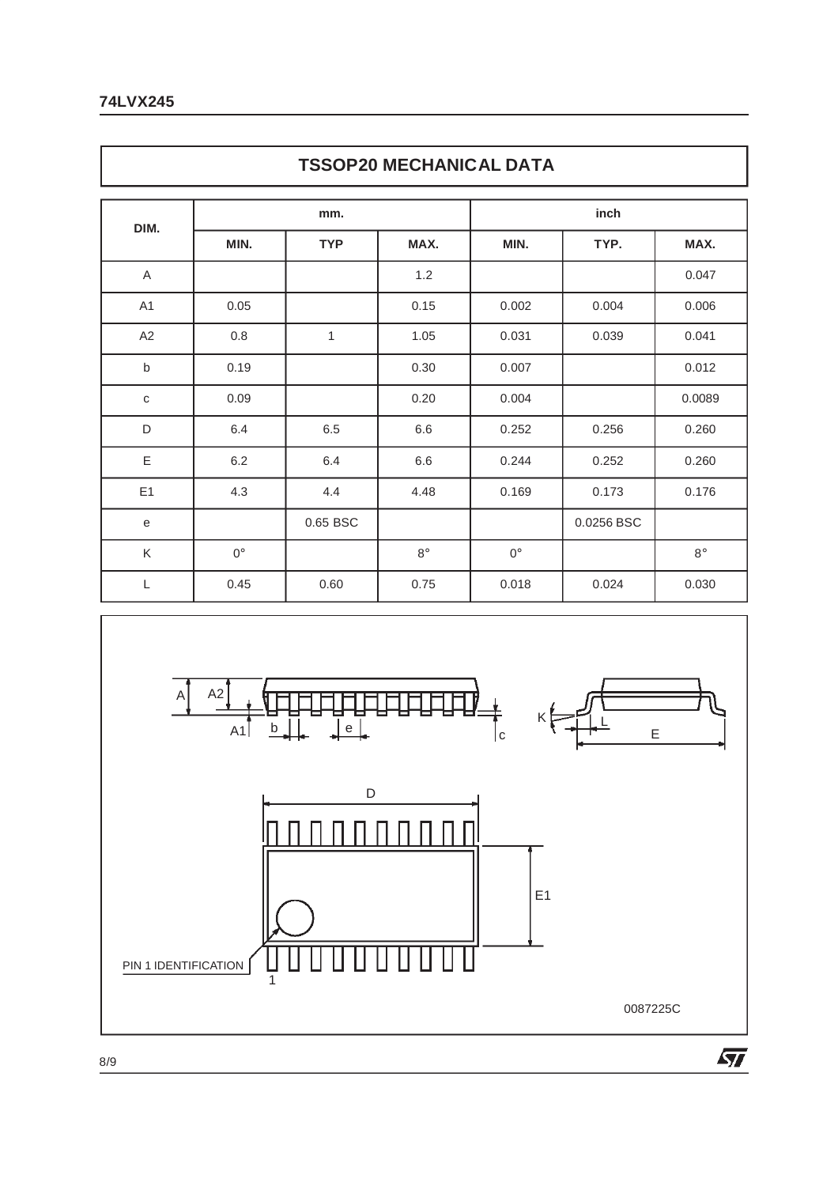## TSSOP20 MECHANICAL DATA

| DIM. | mm. | | | inch | | |
|---|---|---|---|---|---|---|
| | MIN. | TYP | MAX. | MIN. | TYP. | MAX. |
| A | | | 1.2 | | | 0.047 |
| A1 | 0.05 | | 0.15 | 0.002 | 0.004 | 0.006 |
| A2 | 0.8 | 1 | 1.05 | 0.031 | 0.039 | 0.041 |
| b | 0.19 | | 0.30 | 0.007 | | 0.012 |
| c | 0.09 | | 0.20 | 0.004 | | 0.0089 |
| D | 6.4 | 6.5 | 6.6 | 0.252 | 0.256 | 0.260 |
| E | 6.2 | 6.4 | 6.6 | 0.244 | 0.252 | 0.260 |
| E1 | 4.3 | 4.4 | 4.48 | 0.169 | 0.173 | 0.176 |
| e | | 0.65 BSC | | | 0.0256 BSC | |
| K | 0° | | 8° | 0° | | 8° |
| L | 0.45 | 0.60 | 0.75 | 0.018 | 0.024 | 0.030 |

0087225C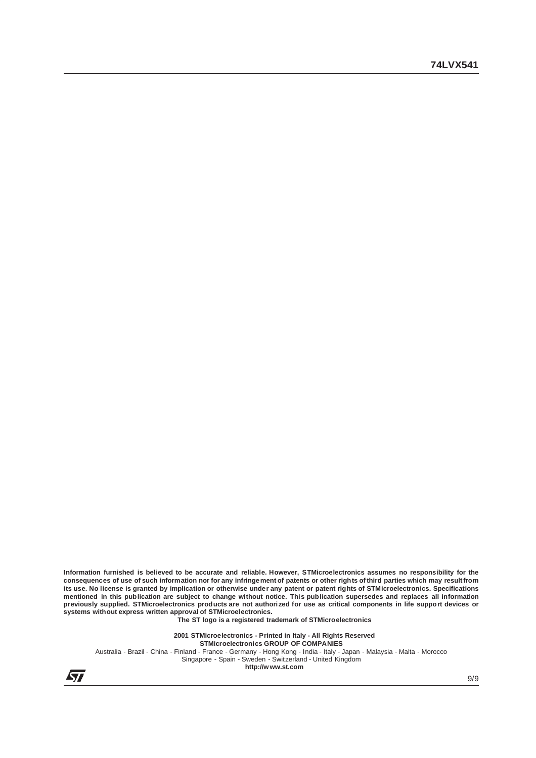**Information furnished is believed to be accurate and reliable. However, STMicroelectronics assumes no responsibility for the consequences of use of such information nor for any infringement of patents or other rights of third parties which may result from its use. No license is granted by implication or otherwise under any patent or patent rights of STMicroelectronics. Specifications mentioned in this publication are subject to change without notice. This publication supersedes and replaces all information previously supplied. STMicroelectronics products are not authorized for use as critical components in life support devices or systems without express written approval of STMicroelectronics.**

**The ST logo is a registered trademark of STMicroelectronics**

**2001 STMicroelectronics - Printed in Italy - All Rights Reserved**

**STMicroelectronics GROUP OF COMPANIES**

Australia - Brazil - China - Finland - France - Germany - Hong Kong - India - Italy - Japan - Malaysia - Malta - Morocco
Singapore - Spain - Sweden - Switzerland - United Kingdom

**http://www.st.com**